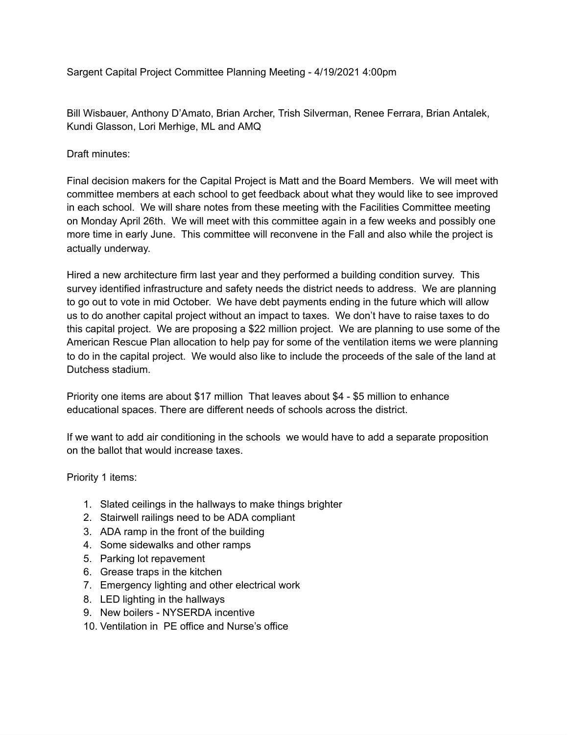Sargent Capital Project Committee Planning Meeting - 4/19/2021 4:00pm

Bill Wisbauer, Anthony D'Amato, Brian Archer, Trish Silverman, Renee Ferrara, Brian Antalek, Kundi Glasson, Lori Merhige, ML and AMQ

Draft minutes:

Final decision makers for the Capital Project is Matt and the Board Members. We will meet with committee members at each school to get feedback about what they would like to see improved in each school. We will share notes from these meeting with the Facilities Committee meeting on Monday April 26th. We will meet with this committee again in a few weeks and possibly one more time in early June. This committee will reconvene in the Fall and also while the project is actually underway.

Hired a new architecture firm last year and they performed a building condition survey. This survey identified infrastructure and safety needs the district needs to address. We are planning to go out to vote in mid October. We have debt payments ending in the future which will allow us to do another capital project without an impact to taxes. We don't have to raise taxes to do this capital project. We are proposing a $22 million project. We are planning to use some of the American Rescue Plan allocation to help pay for some of the ventilation items we were planning to do in the capital project. We would also like to include the proceeds of the sale of the land at Dutchess stadium.

Priority one items are about $17 million That leaves about $4 - $5 million to enhance educational spaces. There are different needs of schools across the district.

If we want to add air conditioning in the schools we would have to add a separate proposition on the ballot that would increase taxes.

Priority 1 items:

1. Slated ceilings in the hallways to make things brighter
2. Stairwell railings need to be ADA compliant
3. ADA ramp in the front of the building
4. Some sidewalks and other ramps
5. Parking lot repavement
6. Grease traps in the kitchen
7. Emergency lighting and other electrical work
8. LED lighting in the hallways
9. New boilers - NYSERDA incentive
10. Ventilation in PE office and Nurse's office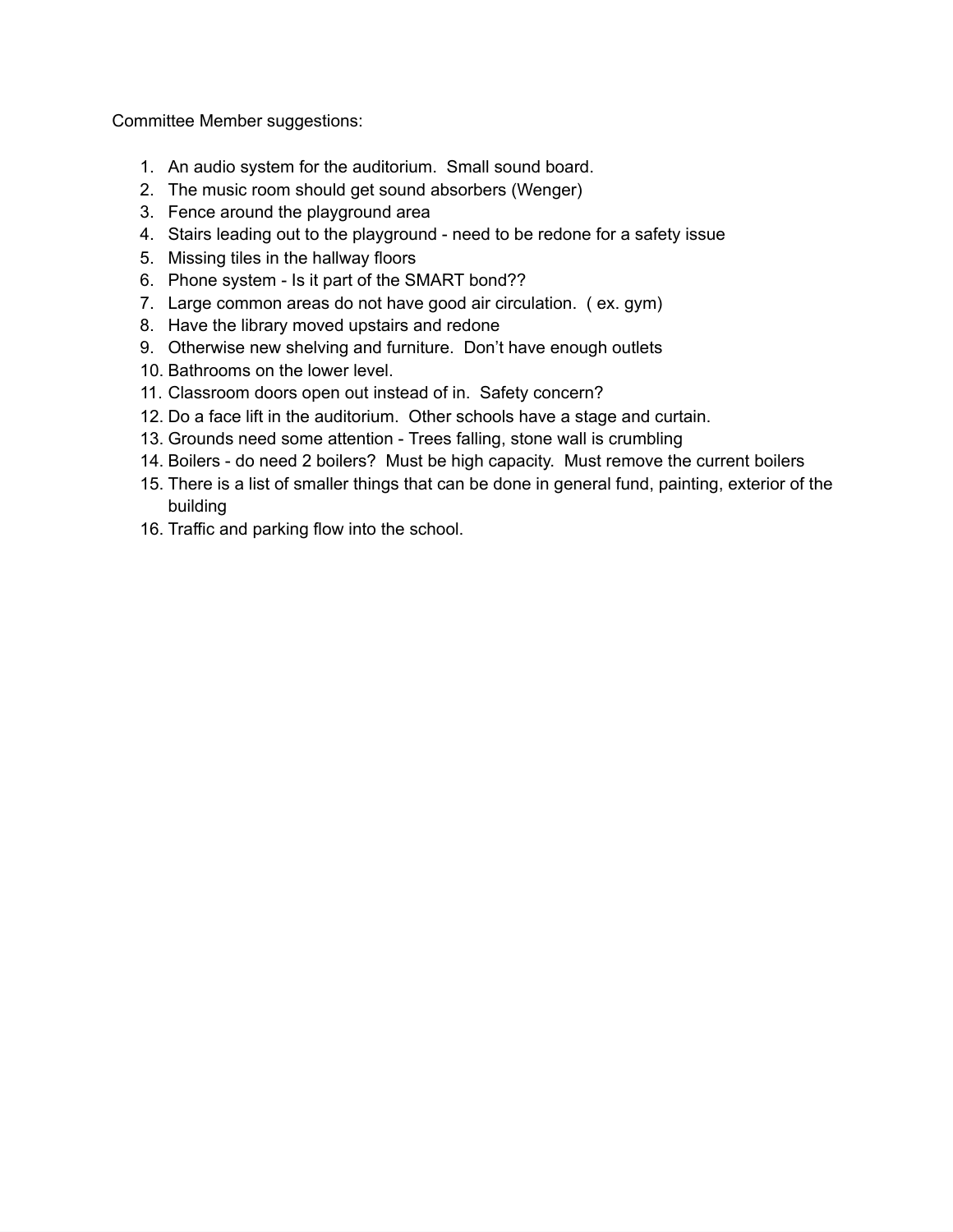Committee Member suggestions:

1. An audio system for the auditorium. Small sound board.
2. The music room should get sound absorbers (Wenger)
3. Fence around the playground area
4. Stairs leading out to the playground - need to be redone for a safety issue
5. Missing tiles in the hallway floors
6. Phone system - Is it part of the SMART bond??
7. Large common areas do not have good air circulation. ( ex. gym)
8. Have the library moved upstairs and redone
9. Otherwise new shelving and furniture. Don't have enough outlets
10. Bathrooms on the lower level.
11. Classroom doors open out instead of in. Safety concern?
12. Do a face lift in the auditorium. Other schools have a stage and curtain.
13. Grounds need some attention - Trees falling, stone wall is crumbling
14. Boilers - do need 2 boilers? Must be high capacity. Must remove the current boilers
15. There is a list of smaller things that can be done in general fund, painting, exterior of the building
16. Traffic and parking flow into the school.